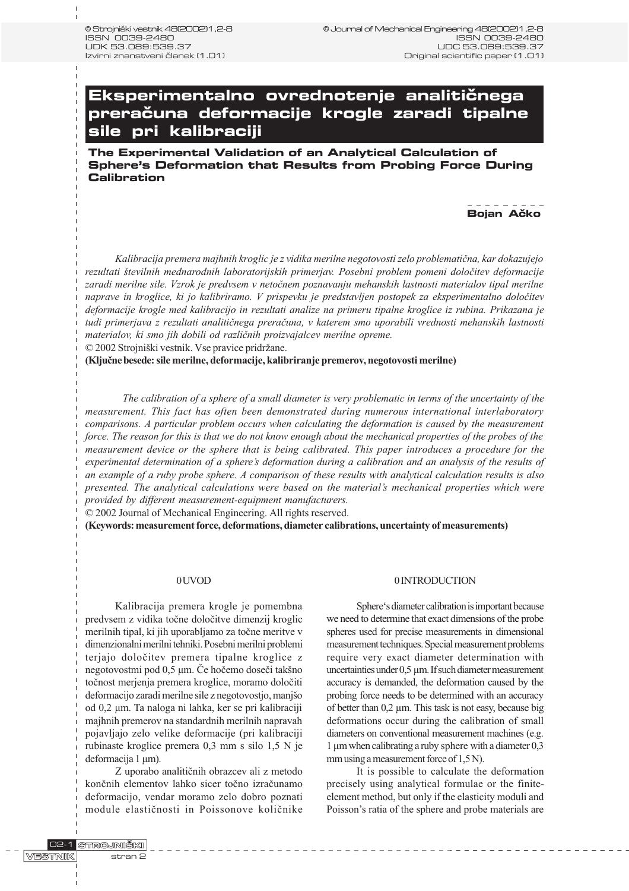# Eksperimentalno ovrednotenje analitičnega preračuna deformacije krogle zaradi tipalne sile pri kalibraciji

## The Experimental Validation of an Analytical Calculation of Sphere's Deformation that Results from Probing Force During Calibration

**Bojan Ačko**

*Kalibracija premera majhnih kroglic je z vidika merilne negotovosti zelo problematična, kar dokazujejo rezultati številnih mednarodnih laboratorijskih primerjav. Posebni problem pomeni določitev deformacije zaradi merilne sile. Vzrok je predvsem v netočnem poznavanju mehanskih lastnosti materialov tipal merilne naprave in kroglice, ki jo kalibriramo. V prispevku je predstavljen postopek za eksperimentalno določitev deformacije krogle med kalibracijo in rezultati analize na primeru tipalne kroglice iz rubina. Prikazana je tudi primerjava z rezultati analitičnega preračuna, v katerem smo uporabili vrednosti mehanskih lastnosti materialov, ki smo jih dobili od različnih proizvajalcev merilne opreme.*

© 2002 Strojniški vestnik. Vse pravice pridržane.

**(Ključne besede: sile merilne, deformacije, kalibriranje premerov, negotovosti merilne)**

*The calibration of a sphere of a small diameter is very problematic in terms of the uncertainty of the measurement. This fact has often been demonstrated during numerous international interlaboratory comparisons. A particular problem occurs when calculating the deformation is caused by the measurement force. The reason for this is that we do not know enough about the mechanical properties of the probes of the measurement device or the sphere that is being calibrated. This paper introduces a procedure for the experimental determination of a sphere's deformation during a calibration and an analysis of the results of an example of a ruby probe sphere. A comparison of these results with analytical calculation results is also presented. The analytical calculations were based on the material's mechanical properties which were provided by different measurement-equipment manufacturers.*

© 2002 Journal of Mechanical Engineering. All rights reserved.

**(Keywords: measurement force, deformations, diameter calibrations, uncertainty of measurements)**

## 0 UVOD

Kalibracija premera krogle je pomembna predvsem z vidika točne določitve dimenzij kroglic merilnih tipal, ki jih uporabljamo za točne meritve v dimenzionalni merilni tehniki. Posebni merilni problemi terjajo določitev premera tipalne kroglice z negotovostmi pod 0,5 µm. Če hočemo doseči takšno točnost merjenja premera kroglice, moramo določiti deformacijo zaradi merilne sile z negotovostjo, manjšo od 0,2 µm. Ta naloga ni lahka, ker se pri kalibraciji majhnih premerov na standardnih merilnih napravah pojavljajo zelo velike deformacije (pri kalibraciji rubinaste kroglice premera 0,3 mm s silo 1,5 N je deformacija 1 µm).

Z uporabo analitičnih obrazcev ali z metodo končnih elementov lahko sicer točno izračunamo deformacijo, vendar moramo zelo dobro poznati module elastičnosti in Poissonove količnike

## 0 INTRODUCTION

Sphere's diameter calibration is important because we need to determine that exact dimensions of the probe spheres used for precise measurements in dimensional measurement techniques. Special measurement problems require very exact diameter determination with uncertainties under 0,5 µm. If such diameter measurement accuracy is demanded, the deformation caused by the probing force needs to be determined with an accuracy of better than 0,2 µm. This task is not easy, because big deformations occur during the calibration of small diameters on conventional measurement machines (e.g. 1 µm when calibrating a ruby sphere with a diameter 0,3 mm using a measurement force of 1,5 N).

It is possible to calculate the deformation precisely using analytical formulae or the finite-element method, but only if the elasticity moduli and Poisson's ratia of the sphere and probe materials are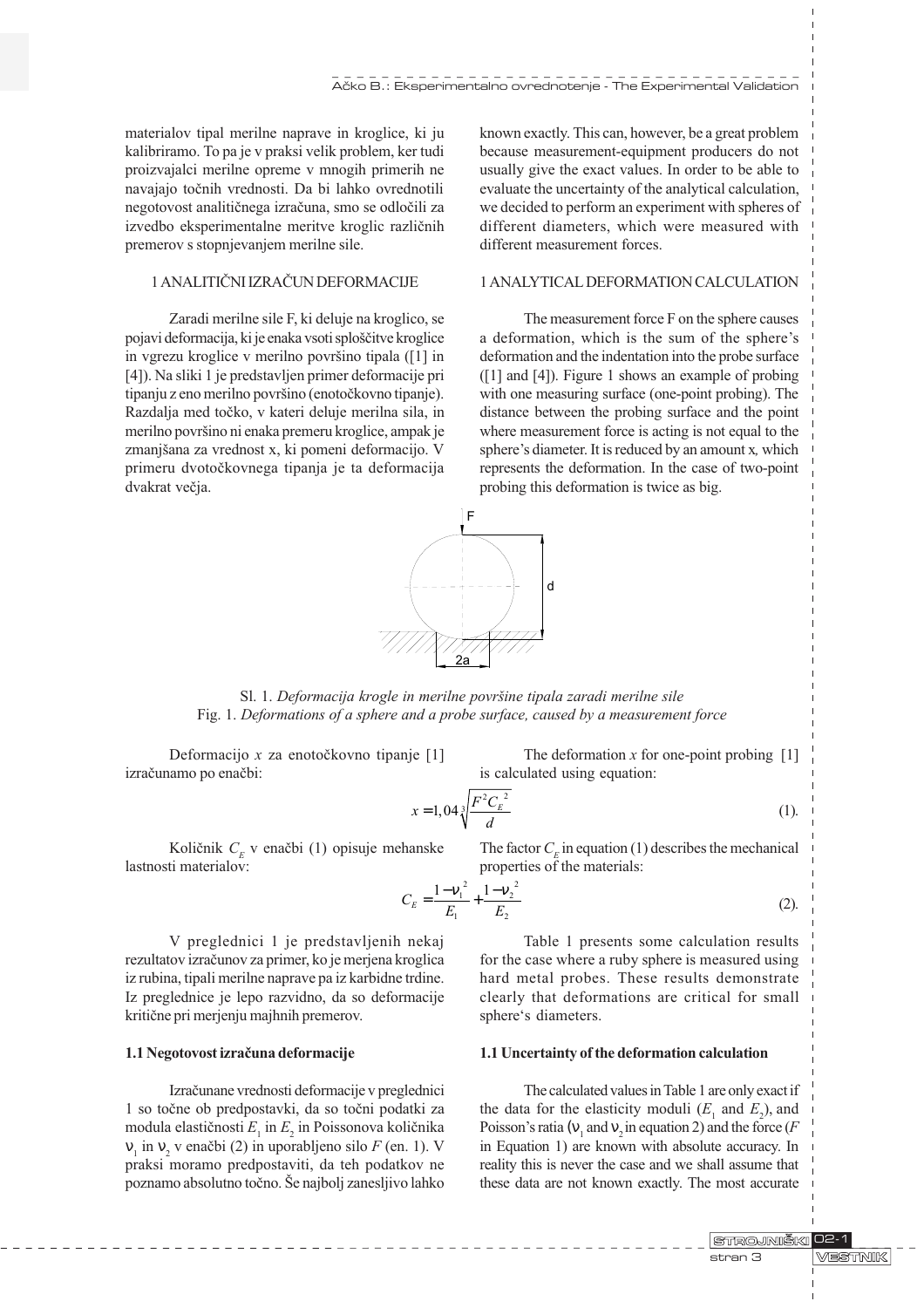materialov tipal merilne naprave in kroglice, ki ju kalibriramo. To pa je v praksi velik problem, ker tudi proizvajalci merilne opreme v mnogih primerih ne navajajo točnih vrednosti. Da bi lahko ovrednotili negotovost analitičnega izračuna, smo se odločili za izvedbo eksperimentalne meritve kroglic različnih premerov s stopnjevanjem merilne sile.

known exactly. This can, however, be a great problem because measurement-equipment producers do not usually give the exact values. In order to be able to evaluate the uncertainty of the analytical calculation, we decided to perform an experiment with spheres of different diameters, which were measured with different measurement forces.

## 1 ANALITIČNI IZRAČUN DEFORMACIJE

## 1 ANALYTICAL DEFORMATION CALCULATION

Zaradi merilne sile F, ki deluje na kroglico, se pojavi deformacija, ki je enaka vsoti sploščitve kroglice in vgrezu kroglice v merilno površino tipala ([1] in [4]). Na sliki 1 je predstavljen primer deformacije pri tipanju z eno merilno površino (enotočkovno tipanje). Razdalja med točko, v kateri deluje merilna sila, in merilno površino ni enaka premeru kroglice, ampak je zmanjšana za vrednost x, ki pomeni deformacijo. V primeru dvotočkovnega tipanja je ta deformacija dvakrat večja.

The measurement force F on the sphere causes a deformation, which is the sum of the sphere's deformation and the indentation into the probe surface ([1] and [4]). Figure 1 shows an example of probing with one measuring surface (one-point probing). The distance between the probing surface and the point where measurement force is acting is not equal to the sphere's diameter. It is reduced by an amount *x*, which represents the deformation. In the case of two-point probing this deformation is twice as big.

Sl. 1. *Deformacija krogle in merilne površine tipala zaradi merilne sile*
Fig. 1. *Deformations of a sphere and a probe surface, caused by a measurement force*

Deformacijo *x* za enotočkovno tipanje [1] izračunamo po enačbi:

The deformation *x* for one-point probing [1] is calculated using equation:

$$x = 1{,}04\sqrt[3]{\frac{F^2 C_E^{\,2}}{d}} \tag{1}$$

Količnik $C_E$ v enačbi (1) opisuje mehanske lastnosti materialov:

The factor $C_E$ in equation (1) describes the mechanical properties of the materials:

$$C_E = \frac{1-\nu_1^{\,2}}{E_1} + \frac{1-\nu_2^{\,2}}{E_2} \tag{2}$$

V preglednici 1 je predstavljenih nekaj rezultatov izračunov za primer, ko je merjena kroglica iz rubina, tipali merilne naprave pa iz karbidne trdine. Iz preglednice je lepo razvidno, da so deformacije kritične pri merjenju majhnih premerov.

Table 1 presents some calculation results for the case where a ruby sphere is measured using hard metal probes. These results demonstrate clearly that deformations are critical for small sphere's diameters.

### 1.1 Negotovost izračuna deformacije

### 1.1 Uncertainty of the deformation calculation

Izračunane vrednosti deformacije v preglednici 1 so točne ob predpostavki, da so točni podatki za modula elastičnosti $E_1$ in $E_2$ in Poissonova količnika $\nu_1$ in $\nu_2$ v enačbi (2) in uporabljeno silo $F$ (en. 1). V praksi moramo predpostaviti, da teh podatkov ne poznamo absolutno točno. Še najbolj zanesljivo lahko

The calculated values in Table 1 are only exact if the data for the elasticity moduli ($E_1$ and $E_2$), and Poisson's ratia ($\nu_1$ and $\nu_2$ in equation 2) and the force ($F$ in Equation 1) are known with absolute accuracy. In reality this is never the case and we shall assume that these data are not known exactly. The most accurate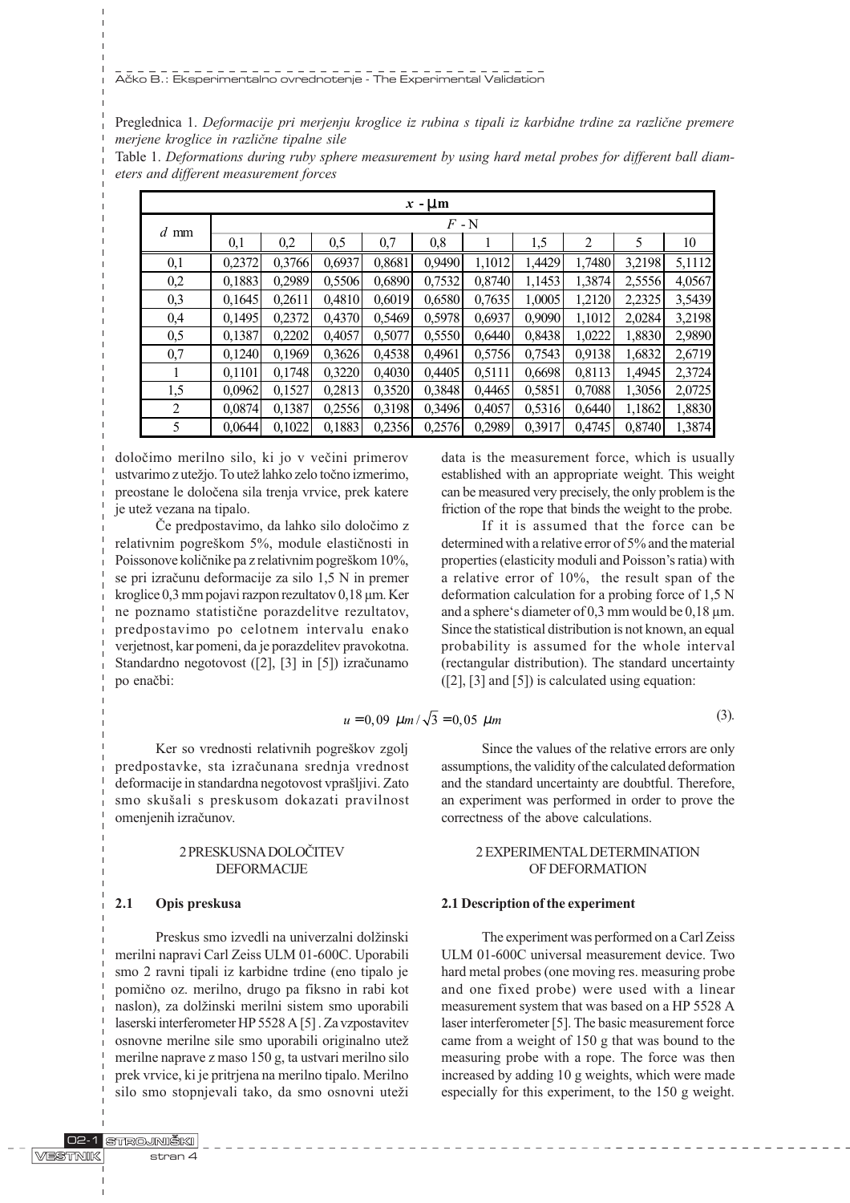Preglednica 1. *Deformacije pri merjenju kroglice iz rubina s tipali iz karbidne trdine za različne premere merjene kroglice in različne tipalne sile*

Table 1. *Deformations during ruby sphere measurement by using hard metal probes for different ball diameters and different measurement forces*

| $d$ mm | $x$ - μm | | | | | | | | | |
|---|---|---|---|---|---|---|---|---|---|---|
| | $F$ - N | | | | | | | | | |
| | 0,1 | 0,2 | 0,5 | 0,7 | 0,8 | 1 | 1,5 | 2 | 5 | 10 |
| 0,1 | 0,2372 | 0,3766 | 0,6937 | 0,8681 | 0,9490 | 1,1012 | 1,4429 | 1,7480 | 3,2198 | 5,1112 |
| 0,2 | 0,1883 | 0,2989 | 0,5506 | 0,6890 | 0,7532 | 0,8740 | 1,1453 | 1,3874 | 2,5556 | 4,0567 |
| 0,3 | 0,1645 | 0,2611 | 0,4810 | 0,6019 | 0,6580 | 0,7635 | 1,0005 | 1,2120 | 2,2325 | 3,5439 |
| 0,4 | 0,1495 | 0,2372 | 0,4370 | 0,5469 | 0,5978 | 0,6937 | 0,9090 | 1,1012 | 2,0284 | 3,2198 |
| 0,5 | 0,1387 | 0,2202 | 0,4057 | 0,5077 | 0,5550 | 0,6440 | 0,8438 | 1,0222 | 1,8830 | 2,9890 |
| 0,7 | 0,1240 | 0,1969 | 0,3626 | 0,4538 | 0,4961 | 0,5756 | 0,7543 | 0,9138 | 1,6832 | 2,6719 |
| 1 | 0,1101 | 0,1748 | 0,3220 | 0,4030 | 0,4405 | 0,5111 | 0,6698 | 0,8113 | 1,4945 | 2,3724 |
| 1,5 | 0,0962 | 0,1527 | 0,2813 | 0,3520 | 0,3848 | 0,4465 | 0,5851 | 0,7088 | 1,3056 | 2,0725 |
| 2 | 0,0874 | 0,1387 | 0,2556 | 0,3198 | 0,3496 | 0,4057 | 0,5316 | 0,6440 | 1,1862 | 1,8830 |
| 5 | 0,0644 | 0,1022 | 0,1883 | 0,2356 | 0,2576 | 0,2989 | 0,3917 | 0,4745 | 0,8740 | 1,3874 |

določimo merilno silo, ki jo v večini primerov ustvarimo z utežjo. To utež lahko zelo točno izmerimo, preostane le določena sila trenja vrvice, prek katere je utež vezana na tipalo.

Če predpostavimo, da lahko silo določimo z relativnim pogreškom 5%, module elastičnosti in Poissonove količnike pa z relativnim pogreškom 10%, se pri izračunu deformacije za silo 1,5 N in premer kroglice 0,3 mm pojavi razpon rezultatov 0,18 μm. Ker ne poznamo statistične porazdelitve rezultatov, predpostavimo po celotnem intervalu enako verjetnost, kar pomeni, da je porazdelitev pravokotna. Standardno negotovost ([2], [3] in [5]) izračunamo po enačbi:

data is the measurement force, which is usually established with an appropriate weight. This weight can be measured very precisely, the only problem is the friction of the rope that binds the weight to the probe.

If it is assumed that the force can be determined with a relative error of 5% and the material properties (elasticity moduli and Poisson's ratia) with a relative error of 10%, the result span of the deformation calculation for a probing force of 1,5 N and a sphere's diameter of 0,3 mm would be 0,18 μm. Since the statistical distribution is not known, an equal probability is assumed for the whole interval (rectangular distribution). The standard uncertainty ([2], [3] and [5]) is calculated using equation:

$$u = 0,09\ \mu m / \sqrt{3} = 0,05\ \mu m \qquad (3).$$

Ker so vrednosti relativnih pogreškov zgolj predpostavke, sta izračunana srednja vrednost deformacije in standardna negotovost vprašljivi. Zato smo skušali s preskusom dokazati pravilnost omenjenih izračunov.

Since the values of the relative errors are only assumptions, the validity of the calculated deformation and the standard uncertainty are doubtful. Therefore, an experiment was performed in order to prove the correctness of the above calculations.

## 2 PRESKUSNA DOLOČITEV DEFORMACIJE

## 2 EXPERIMENTAL DETERMINATION OF DEFORMATION

### 2.1 Opis preskusa

Preskus smo izvedli na univerzalni dolžinski merilni napravi Carl Zeiss ULM 01-600C. Uporabili smo 2 ravni tipali iz karbidne trdine (eno tipalo je pomično oz. merilno, drugo pa fiksno in rabi kot naslon), za dolžinski merilni sistem smo uporabili laserski interferometer HP 5528 A [5]. Za vzpostavitev osnovne merilne sile smo uporabili originalno utež merilne naprave z maso 150 g, ta ustvari merilno silo prek vrvice, ki je pritrjena na merilno tipalo. Merilno silo smo stopnjevali tako, da smo osnovni uteži

### 2.1 Description of the experiment

The experiment was performed on a Carl Zeiss ULM 01-600C universal measurement device. Two hard metal probes (one moving res. measuring probe and one fixed probe) were used with a linear measurement system that was based on a HP 5528 A laser interferometer [5]. The basic measurement force came from a weight of 150 g that was bound to the measuring probe with a rope. The force was then increased by adding 10 g weights, which were made especially for this experiment, to the 150 g weight.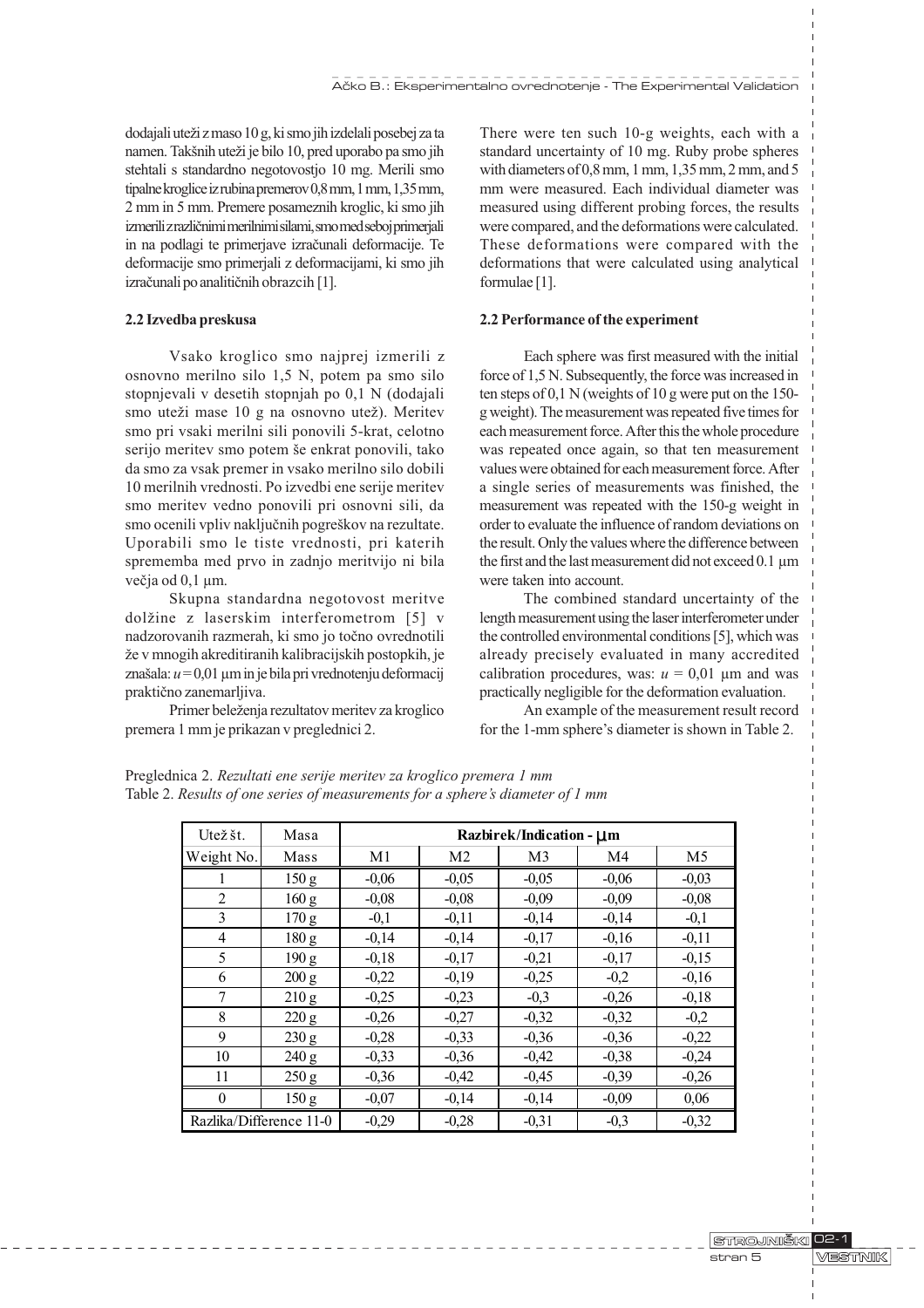dodajali uteži z maso 10 g, ki smo jih izdelali posebej za ta namen. Takšnih uteži je bilo 10, pred uporabo pa smo jih stehtali s standardno negotovostjo 10 mg. Merili smo tipalne kroglice iz rubina premerov 0,8 mm, 1 mm, 1,35 mm, 2 mm in 5 mm. Premere posameznih kroglic, ki smo jih izmerili z različnimi merilnimi silami, smo med seboj primerjali in na podlagi te primerjave izračunali deformacije. Te deformacije smo primerjali z deformacijami, ki smo jih izračunali po analitičnih obrazcih [1].

### 2.2 Izvedba preskusa

Vsako kroglico smo najprej izmerili z osnovno merilno silo 1,5 N, potem pa smo silo stopnjevali v desetih stopnjah po 0,1 N (dodajali smo uteži mase 10 g na osnovno utež). Meritev smo pri vsaki merilni sili ponovili 5-krat, celotno serijo meritev smo potem še enkrat ponovili, tako da smo za vsak premer in vsako merilno silo dobili 10 merilnih vrednosti. Po izvedbi ene serije meritev smo meritev vedno ponovili pri osnovni sili, da smo ocenili vpliv naključnih pogreškov na rezultate. Uporabili smo le tiste vrednosti, pri katerih sprememba med prvo in zadnjo meritvijo ni bila večja od 0,1 µm.

Skupna standardna negotovost meritve dolžine z laserskim interferometrom [5] v nadzorovanih razmerah, ki smo jo točno ovrednotili že v mnogih akreditiranih kalibracijskih postopkih, je znašala: $u$ = 0,01 µm in je bila pri vrednotenju deformacij praktično zanemarljiva.

Primer beleženja rezultatov meritev za kroglico premera 1 mm je prikazan v preglednici 2.

There were ten such 10-g weights, each with a standard uncertainty of 10 mg. Ruby probe spheres with diameters of 0,8 mm, 1 mm, 1,35 mm, 2 mm, and 5 mm were measured. Each individual diameter was measured using different probing forces, the results were compared, and the deformations were calculated. These deformations were compared with the deformations that were calculated using analytical formulae [1].

### 2.2 Performance of the experiment

Each sphere was first measured with the initial force of 1,5 N. Subsequently, the force was increased in ten steps of 0,1 N (weights of 10 g were put on the 150-g weight). The measurement was repeated five times for each measurement force. After this the whole procedure was repeated once again, so that ten measurement values were obtained for each measurement force. After a single series of measurements was finished, the measurement was repeated with the 150-g weight in order to evaluate the influence of random deviations on the result. Only the values where the difference between the first and the last measurement did not exceed 0.1 µm were taken into account.

The combined standard uncertainty of the length measurement using the laser interferometer under the controlled environmental conditions [5], which was already precisely evaluated in many accredited calibration procedures, was: $u$ = 0,01 µm and was practically negligible for the deformation evaluation.

An example of the measurement result record for the 1-mm sphere's diameter is shown in Table 2.

Preglednica 2. *Rezultati ene serije meritev za kroglico premera 1 mm*
Table 2. *Results of one series of measurements for a sphere's diameter of 1 mm*

| Utež št. / Weight No. | Masa / Mass | Razbirek/Indication - µm | | | | |
|---|---|---|---|---|---|---|
| | | M1 | M2 | M3 | M4 | M5 |
| 1 | 150 g | -0,06 | -0,05 | -0,05 | -0,06 | -0,03 |
| 2 | 160 g | -0,08 | -0,08 | -0,09 | -0,09 | -0,08 |
| 3 | 170 g | -0,1 | -0,11 | -0,14 | -0,14 | -0,1 |
| 4 | 180 g | -0,14 | -0,14 | -0,17 | -0,16 | -0,11 |
| 5 | 190 g | -0,18 | -0,17 | -0,21 | -0,17 | -0,15 |
| 6 | 200 g | -0,22 | -0,19 | -0,25 | -0,2 | -0,16 |
| 7 | 210 g | -0,25 | -0,23 | -0,3 | -0,26 | -0,18 |
| 8 | 220 g | -0,26 | -0,27 | -0,32 | -0,32 | -0,2 |
| 9 | 230 g | -0,28 | -0,33 | -0,36 | -0,36 | -0,22 |
| 10 | 240 g | -0,33 | -0,36 | -0,42 | -0,38 | -0,24 |
| 11 | 250 g | -0,36 | -0,42 | -0,45 | -0,39 | -0,26 |
| 0 | 150 g | -0,07 | -0,14 | -0,14 | -0,09 | 0,06 |
| Razlika/Difference 11-0 | | -0,29 | -0,28 | -0,31 | -0,3 | -0,32 |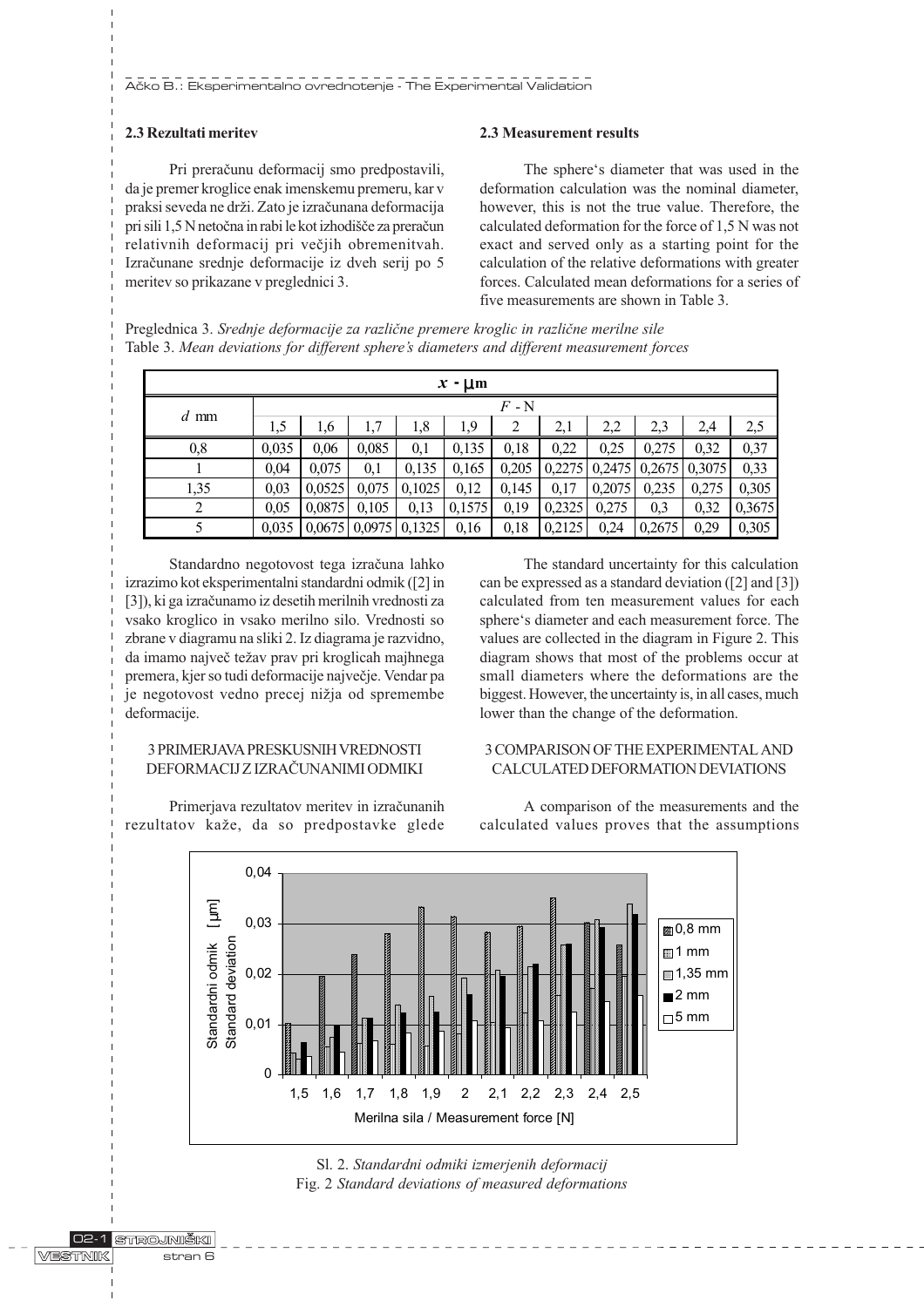### 2.3 Rezultati meritev

Pri preračunu deformacij smo predpostavili, da je premer kroglice enak imenskemu premeru, kar v praksi seveda ne drži. Zato je izračunana deformacija pri sili 1,5 N netočna in rabi le kot izhodišče za preračun relativnih deformacij pri večjih obremenitvah. Izračunane srednje deformacije iz dveh serij po 5 meritev so prikazane v preglednici 3.

### 2.3 Measurement results

The sphere's diameter that was used in the deformation calculation was the nominal diameter, however, this is not the true value. Therefore, the calculated deformation for the force of 1,5 N was not exact and served only as a starting point for the calculation of the relative deformations with greater forces. Calculated mean deformations for a series of five measurements are shown in Table 3.

Preglednica 3. *Srednje deformacije za različne premere kroglic in različne merilne sile*
Table 3. *Mean deviations for different sphere's diameters and different measurement forces*

| | $x$ - µm | | | | | | | | | | |
|---|---|---|---|---|---|---|---|---|---|---|---|
| $d$ mm | $F$ - N | | | | | | | | | | |
| | 1,5 | 1,6 | 1,7 | 1,8 | 1,9 | 2 | 2,1 | 2,2 | 2,3 | 2,4 | 2,5 |
| 0,8 | 0,035 | 0,06 | 0,085 | 0,1 | 0,135 | 0,18 | 0,22 | 0,25 | 0,275 | 0,32 | 0,37 |
| 1 | 0,04 | 0,075 | 0,1 | 0,135 | 0,165 | 0,205 | 0,2275 | 0,2475 | 0,2675 | 0,3075 | 0,33 |
| 1,35 | 0,03 | 0,0525 | 0,075 | 0,1025 | 0,12 | 0,145 | 0,17 | 0,2075 | 0,235 | 0,275 | 0,305 |
| 2 | 0,05 | 0,0875 | 0,105 | 0,13 | 0,1575 | 0,19 | 0,2325 | 0,275 | 0,3 | 0,32 | 0,3675 |
| 5 | 0,035 | 0,0675 | 0,0975 | 0,1325 | 0,16 | 0,18 | 0,2125 | 0,24 | 0,2675 | 0,29 | 0,305 |

Standardno negotovost tega izračuna lahko izrazimo kot eksperimentalni standardni odmik ([2] in [3]), ki ga izračunamo iz desetih merilnih vrednosti za vsako kroglico in vsako merilno silo. Vrednosti so zbrane v diagramu na sliki 2. Iz diagrama je razvidno, da imamo največ težav prav pri kroglicah majhnega premera, kjer so tudi deformacije največje. Vendar pa je negotovost vedno precej nižja od spremembe deformacije.

The standard uncertainty for this calculation can be expressed as a standard deviation ([2] and [3]) calculated from ten measurement values for each sphere's diameter and each measurement force. The values are collected in the diagram in Figure 2. This diagram shows that most of the problems occur at small diameters where the deformations are the biggest. However, the uncertainty is, in all cases, much lower than the change of the deformation.

### 3 PRIMERJAVA PRESKUSNIH VREDNOSTI DEFORMACIJ Z IZRAČUNANIMI ODMIKI

Primerjava rezultatov meritev in izračunanih rezultatov kaže, da so predpostavke glede

### 3 COMPARISON OF THE EXPERIMENTAL AND CALCULATED DEFORMATION DEVIATIONS

A comparison of the measurements and the calculated values proves that the assumptions

Sl. 2. *Standardni odmiki izmerjenih deformacij*
Fig. 2 *Standard deviations of measured deformations*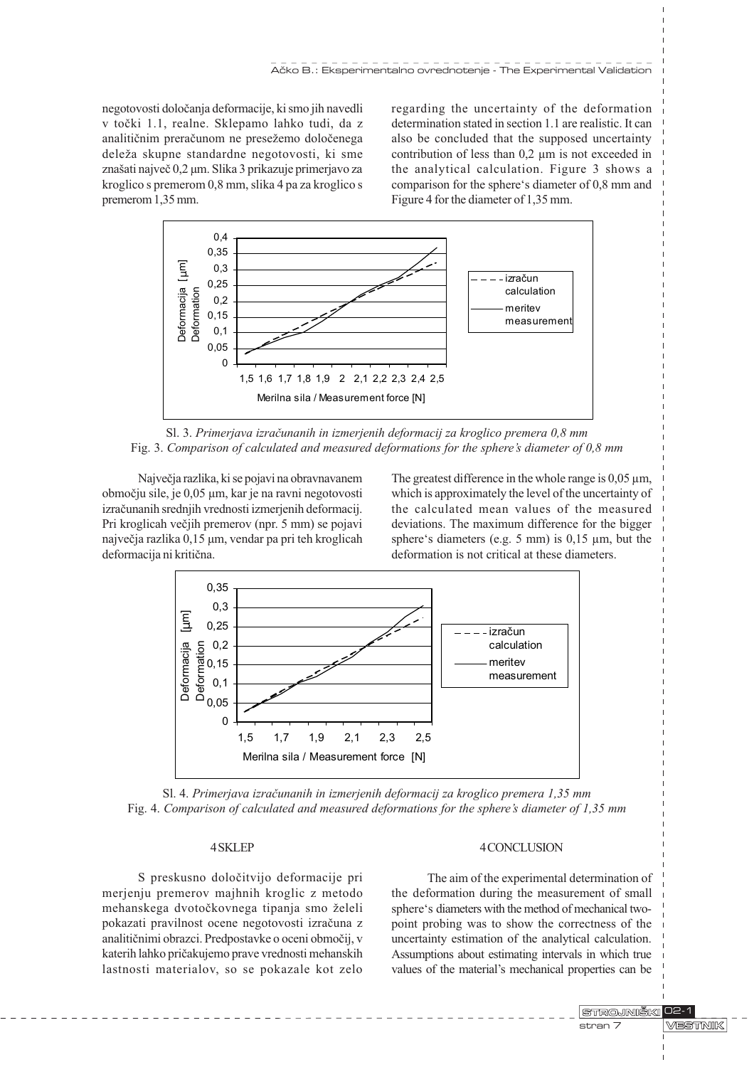negotovosti določanja deformacije, ki smo jih navedli v točki 1.1, realne. Sklepamo lahko tudi, da z analitičnim preračunom ne presežemo določenega deleža skupne standardne negotovosti, ki sme znašati največ 0,2 µm. Slika 3 prikazuje primerjavo za kroglico s premerom 0,8 mm, slika 4 pa za kroglico s premerom 1,35 mm.

regarding the uncertainty of the deformation determination stated in section 1.1 are realistic. It can also be concluded that the supposed uncertainty contribution of less than 0,2 µm is not exceeded in the analytical calculation. Figure 3 shows a comparison for the sphere's diameter of 0,8 mm and Figure 4 for the diameter of 1,35 mm.

Sl. 3. *Primerjava izračunanih in izmerjenih deformacij za kroglico premera 0,8 mm*
Fig. 3. *Comparison of calculated and measured deformations for the sphere's diameter of 0,8 mm*

Največja razlika, ki se pojavi na obravnavanem območju sile, je 0,05 µm, kar je na ravni negotovosti izračunanih srednjih vrednosti izmerjenih deformacij. Pri kroglicah večjih premerov (npr. 5 mm) se pojavi največja razlika 0,15 µm, vendar pa pri teh kroglicah deformacija ni kritična.

The greatest difference in the whole range is 0,05 µm, which is approximately the level of the uncertainty of the calculated mean values of the measured deviations. The maximum difference for the bigger sphere's diameters (e.g. 5 mm) is 0,15 µm, but the deformation is not critical at these diameters.

Sl. 4. *Primerjava izračunanih in izmerjenih deformacij za kroglico premera 1,35 mm*
Fig. 4. *Comparison of calculated and measured deformations for the sphere's diameter of 1,35 mm*

## 4 SKLEP

S preskusno določitvijo deformacije pri merjenju premerov majhnih kroglic z metodo mehanskega dvotočkovnega tipanja smo želeli pokazati pravilnost ocene negotovosti izračuna z analitičnimi obrazci. Predpostavke o oceni območij, v katerih lahko pričakujemo prave vrednosti mehanskih lastnosti materialov, so se pokazale kot zelo

## 4 CONCLUSION

The aim of the experimental determination of the deformation during the measurement of small sphere's diameters with the method of mechanical two-point probing was to show the correctness of the uncertainty estimation of the analytical calculation. Assumptions about estimating intervals in which true values of the material's mechanical properties can be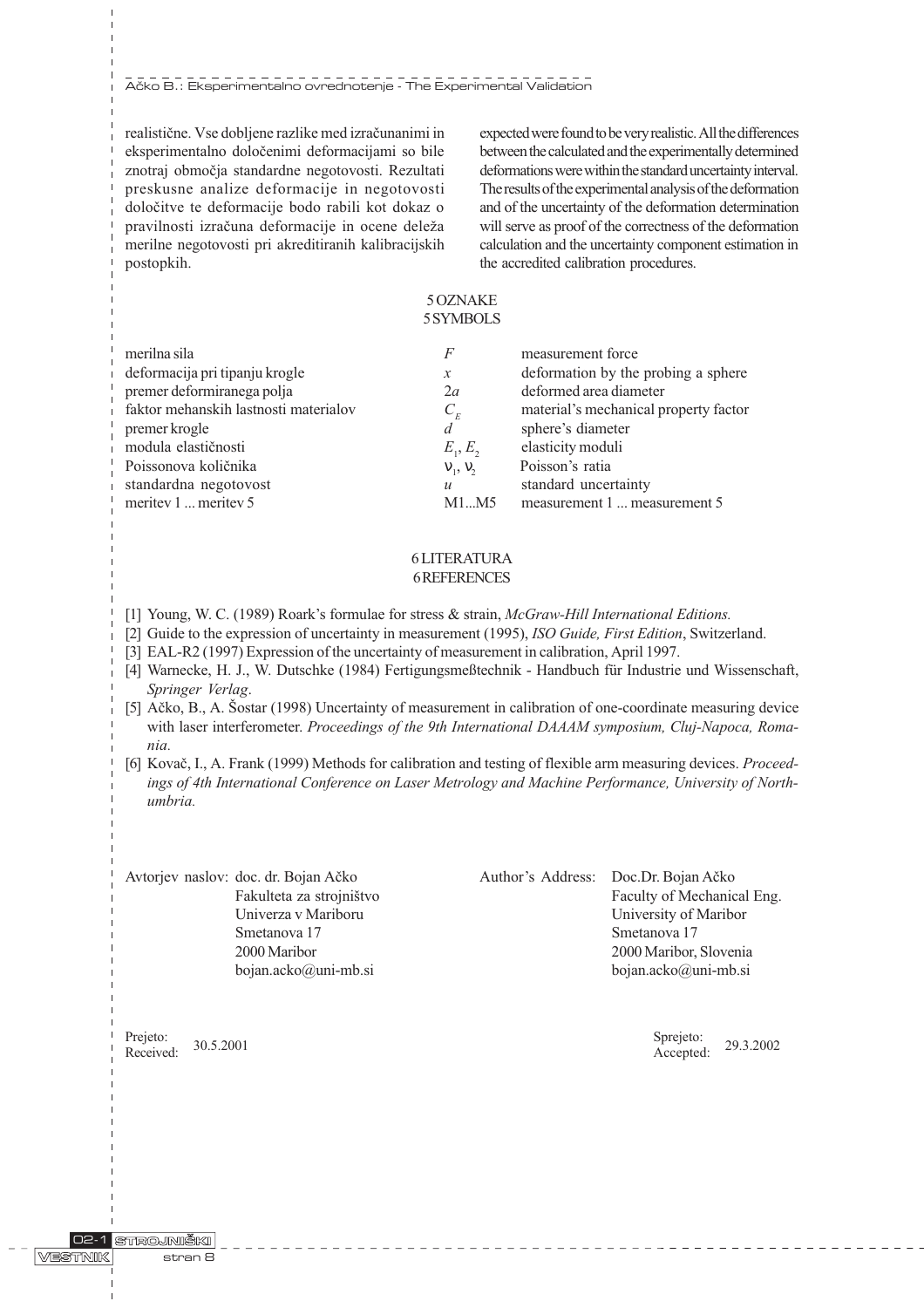realistične. Vse dobljene razlike med izračunanimi in eksperimentalno določenimi deformacijami so bile znotraj območja standardne negotovosti. Rezultati preskusne analize deformacije in negotovosti določitve te deformacije bodo rabili kot dokaz o pravilnosti izračuna deformacije in ocene deleža merilne negotovosti pri akreditiranih kalibracijskih postopkih.

expected were found to be very realistic. All the differences between the calculated and the experimentally determined deformations were within the standard uncertainty interval. The results of the experimental analysis of the deformation and of the uncertainty of the deformation determination will serve as proof of the correctness of the deformation calculation and the uncertainty component estimation in the accredited calibration procedures.

## 5 OZNAKE
## 5 SYMBOLS

| | | |
|---|---|---|
| merilna sila | $F$ | measurement force |
| deformacija pri tipanju krogle | $x$ | deformation by the probing a sphere |
| premer deformiranega polja | $2a$ | deformed area diameter |
| faktor mehanskih lastnosti materialov | $C_E$ | material's mechanical property factor |
| premer krogle | $d$ | sphere's diameter |
| modula elastičnosti | $E_1, E_2$ | elasticity moduli |
| Poissonova količnika | $\nu_1, \nu_2$ | Poisson's ratia |
| standardna negotovost | $u$ | standard uncertainty |
| meritev 1 ... meritev 5 | M1...M5 | measurement 1 ... measurement 5 |

## 6 LITERATURA
## 6 REFERENCES

[1] Young, W. C. (1989) Roark's formulae for stress & strain, *McGraw-Hill International Editions.*

[2] Guide to the expression of uncertainty in measurement (1995), *ISO Guide, First Edition*, Switzerland.

[3] EAL-R2 (1997) Expression of the uncertainty of measurement in calibration, April 1997.

[4] Warnecke, H. J., W. Dutschke (1984) Fertigungsmeßtechnik - Handbuch für Industrie und Wissenschaft, *Springer Verlag*.

[5] Ačko, B., A. Šostar (1998) Uncertainty of measurement in calibration of one-coordinate measuring device with laser interferometer. *Proceedings of the 9th International DAAAM symposium, Cluj-Napoca, Romania.*

[6] Kovač, I., A. Frank (1999) Methods for calibration and testing of flexible arm measuring devices. *Proceedings of 4th International Conference on Laser Metrology and Machine Performance, University of Northumbria.*

Avtorjev naslov: doc. dr. Bojan Ačko
Fakulteta za strojništvo
Univerza v Mariboru
Smetanova 17
2000 Maribor
bojan.acko@uni-mb.si

Author's Address: Doc.Dr. Bojan Ačko
Faculty of Mechanical Eng.
University of Maribor
Smetanova 17
2000 Maribor, Slovenia
bojan.acko@uni-mb.si

Prejeto:
Received: 30.5.2001

Sprejeto:
Accepted: 29.3.2002